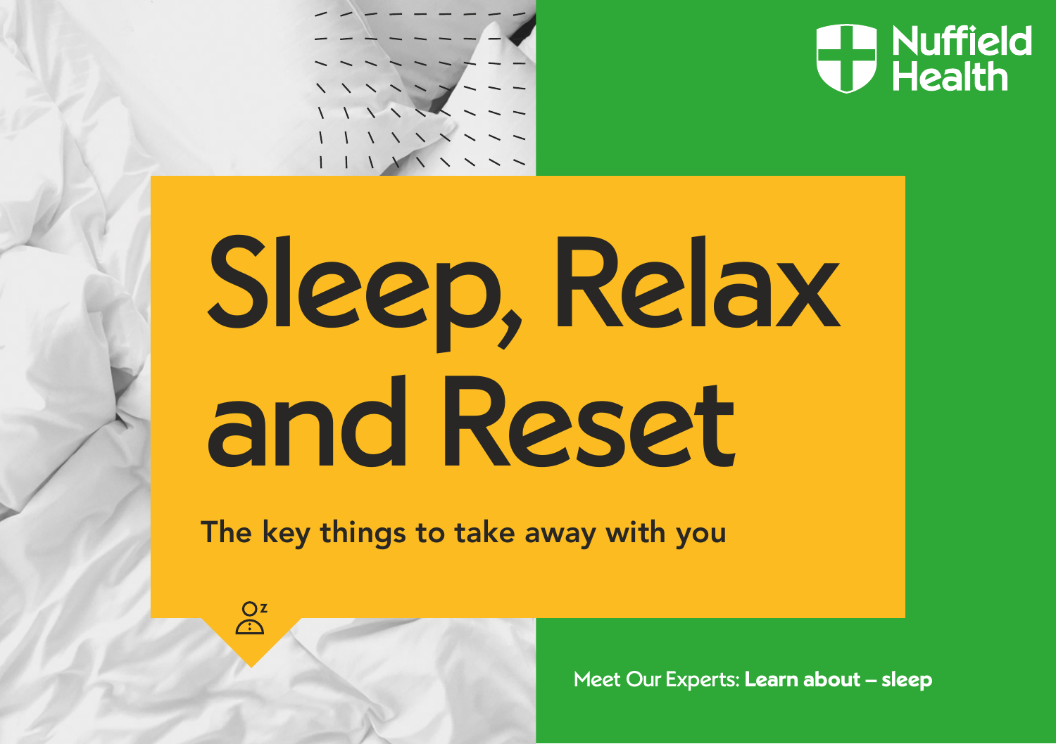Nuffield Health

# Sleep, Relax and Reset

The key things to take away with you

Meet Our Experts: **Learn about – sleep**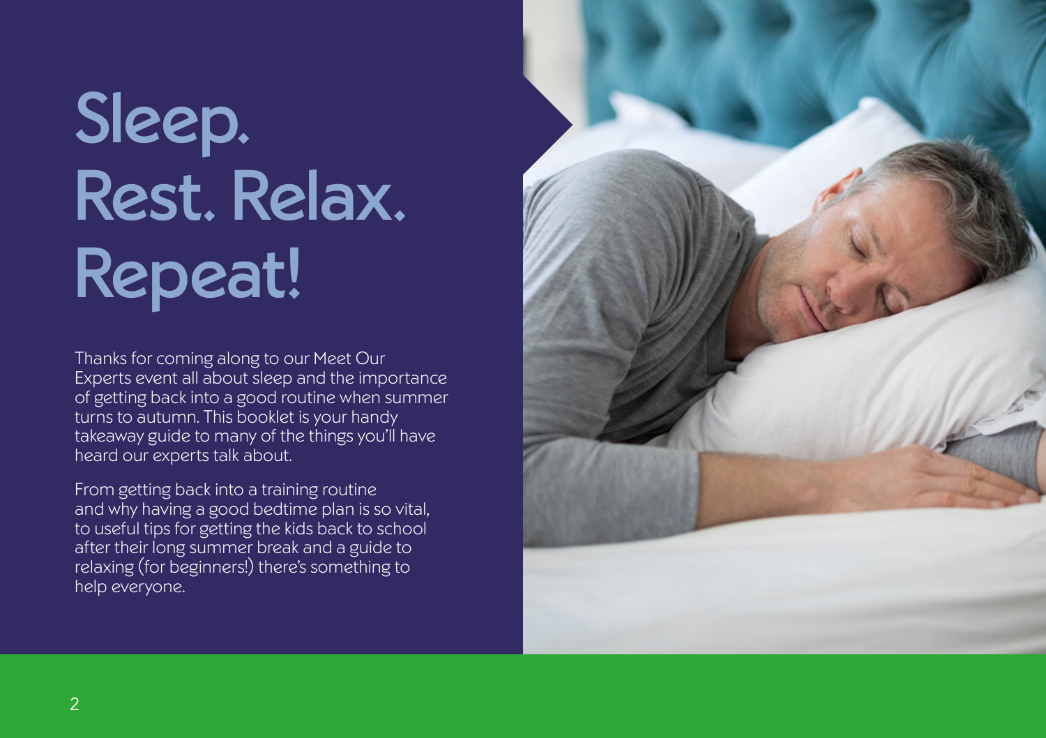# Sleep. Rest. Relax. Repeat!

Thanks for coming along to our Meet Our Experts event all about sleep and the importance of getting back into a good routine when summer turns to autumn. This booklet is your handy takeaway guide to many of the things you'll have heard our experts talk about.

From getting back into a training routine and why having a good bedtime plan is so vital, to useful tips for getting the kids back to school after their long summer break and a guide to relaxing (for beginners!) there's something to help everyone.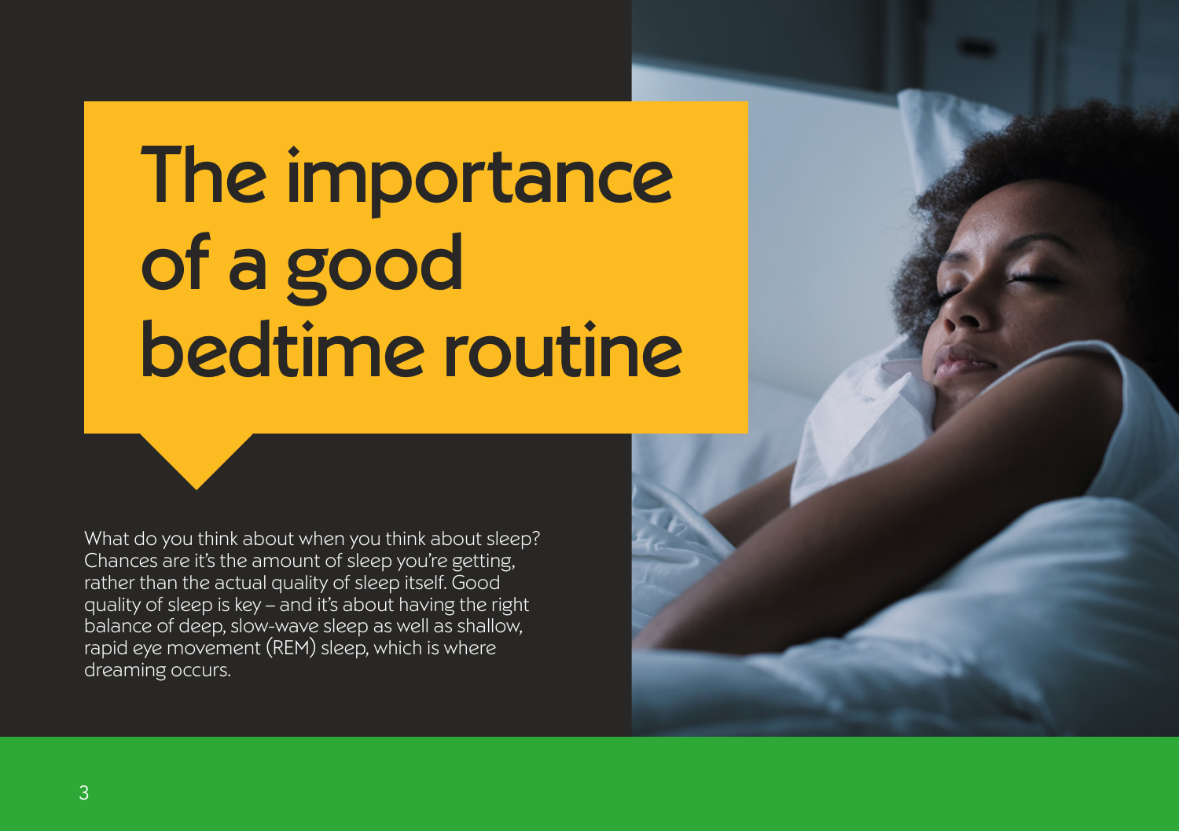# The importance of a good bedtime routine

What do you think about when you think about sleep? Chances are it's the amount of sleep you're getting, rather than the actual quality of sleep itself. Good quality of sleep is key – and it's about having the right balance of deep, slow-wave sleep as well as shallow, rapid eye movement (REM) sleep, which is where dreaming occurs.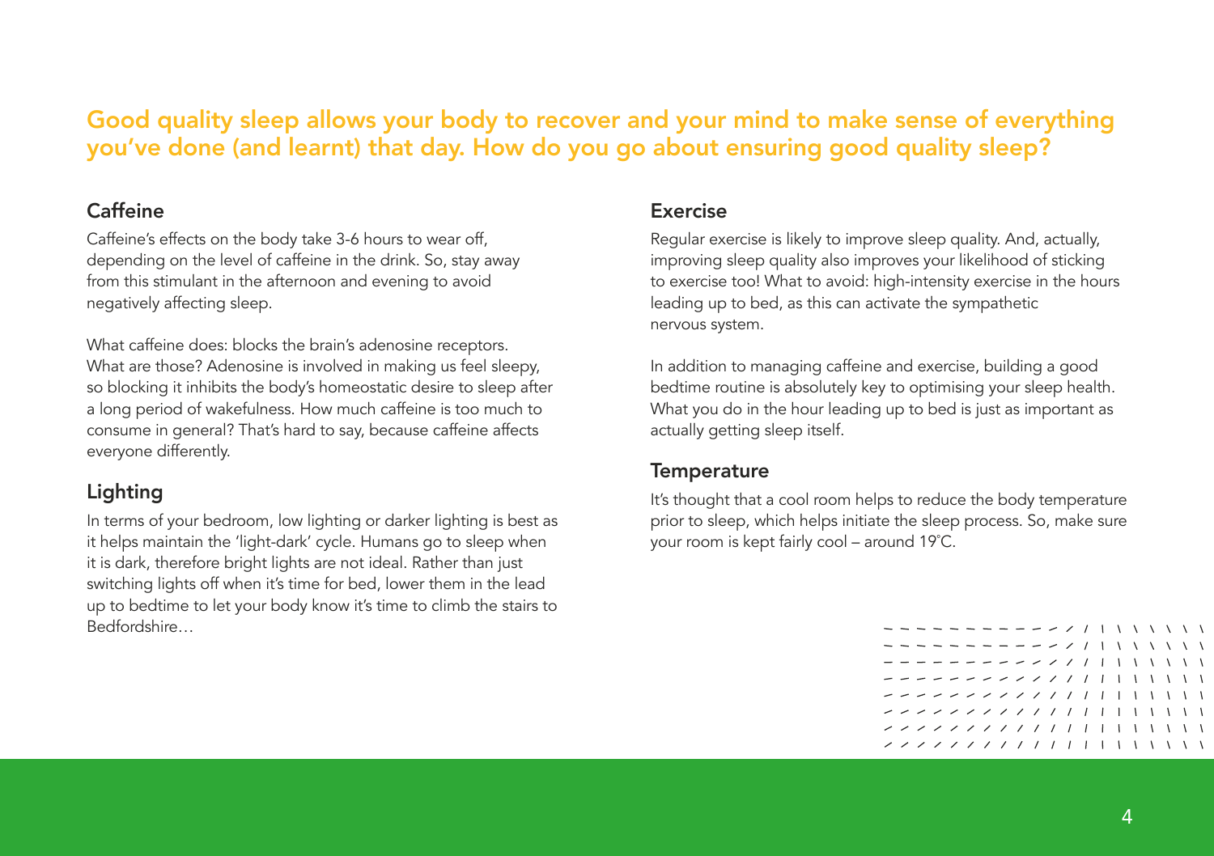## Good quality sleep allows your body to recover and your mind to make sense of everything you've done (and learnt) that day. How do you go about ensuring good quality sleep?

### Caffeine

Caffeine's effects on the body take 3-6 hours to wear off, depending on the level of caffeine in the drink. So, stay away from this stimulant in the afternoon and evening to avoid negatively affecting sleep.

What caffeine does: blocks the brain's adenosine receptors. What are those? Adenosine is involved in making us feel sleepy, so blocking it inhibits the body's homeostatic desire to sleep after a long period of wakefulness. How much caffeine is too much to consume in general? That's hard to say, because caffeine affects everyone differently.

### Lighting

In terms of your bedroom, low lighting or darker lighting is best as it helps maintain the 'light-dark' cycle. Humans go to sleep when it is dark, therefore bright lights are not ideal. Rather than just switching lights off when it's time for bed, lower them in the lead up to bedtime to let your body know it's time to climb the stairs to Bedfordshire…

### Exercise

Regular exercise is likely to improve sleep quality. And, actually, improving sleep quality also improves your likelihood of sticking to exercise too! What to avoid: high-intensity exercise in the hours leading up to bed, as this can activate the sympathetic nervous system.

In addition to managing caffeine and exercise, building a good bedtime routine is absolutely key to optimising your sleep health. What you do in the hour leading up to bed is just as important as actually getting sleep itself.

### Temperature

It's thought that a cool room helps to reduce the body temperature prior to sleep, which helps initiate the sleep process. So, make sure your room is kept fairly cool – around 19˚C.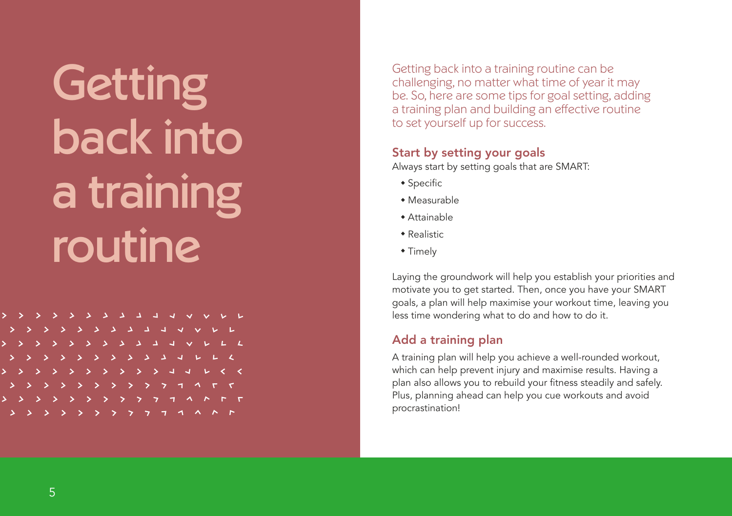# Getting back into a training routine

Getting back into a training routine can be challenging, no matter what time of year it may be. So, here are some tips for goal setting, adding a training plan and building an effective routine to set yourself up for success.

## Start by setting your goals

Always start by setting goals that are SMART:

- Specific
- Measurable
- Attainable
- Realistic
- Timely

Laying the groundwork will help you establish your priorities and motivate you to get started. Then, once you have your SMART goals, a plan will help maximise your workout time, leaving you less time wondering what to do and how to do it.

## Add a training plan

A training plan will help you achieve a well-rounded workout, which can help prevent injury and maximise results. Having a plan also allows you to rebuild your fitness steadily and safely. Plus, planning ahead can help you cue workouts and avoid procrastination!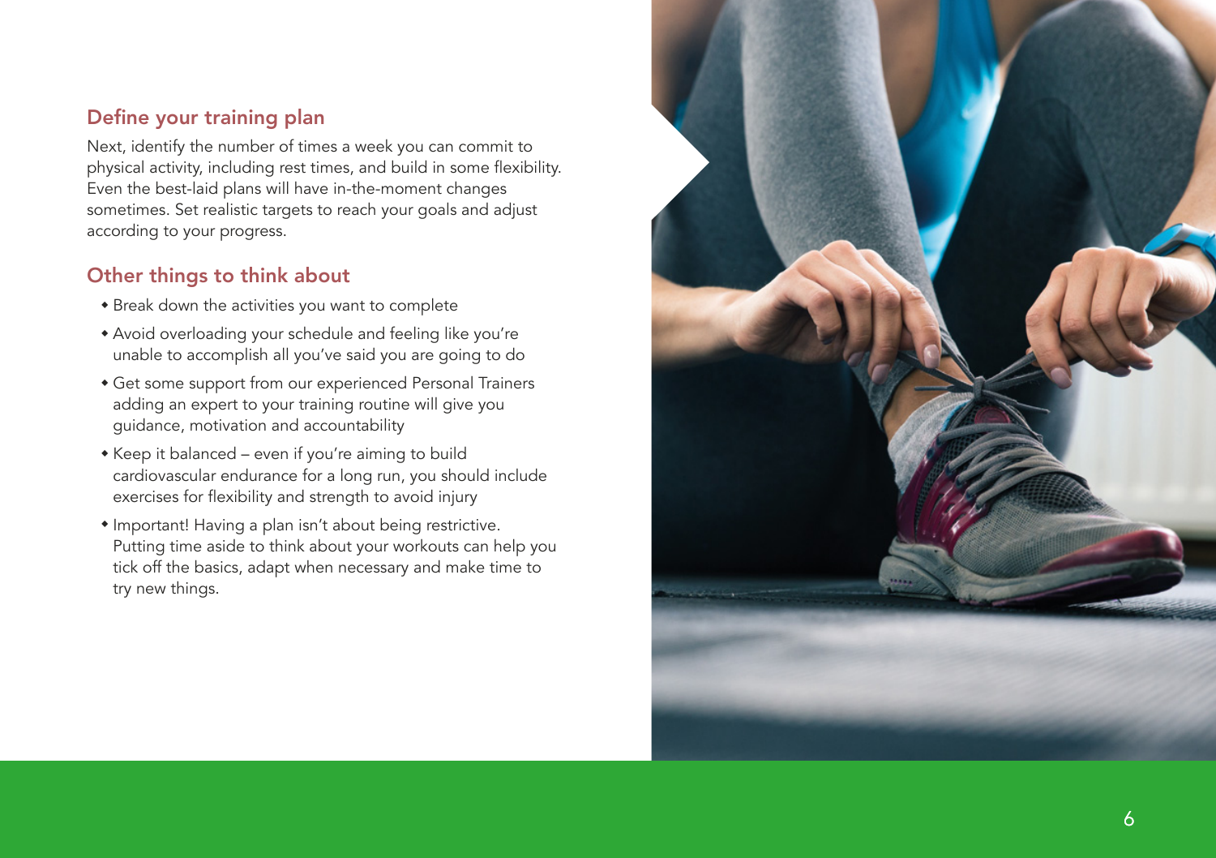## Define your training plan

Next, identify the number of times a week you can commit to physical activity, including rest times, and build in some flexibility. Even the best-laid plans will have in-the-moment changes sometimes. Set realistic targets to reach your goals and adjust according to your progress.

## Other things to think about

- Break down the activities you want to complete
- Avoid overloading your schedule and feeling like you're unable to accomplish all you've said you are going to do
- Get some support from our experienced Personal Trainers adding an expert to your training routine will give you guidance, motivation and accountability
- Keep it balanced – even if you're aiming to build cardiovascular endurance for a long run, you should include exercises for flexibility and strength to avoid injury
- Important! Having a plan isn't about being restrictive. Putting time aside to think about your workouts can help you tick off the basics, adapt when necessary and make time to try new things.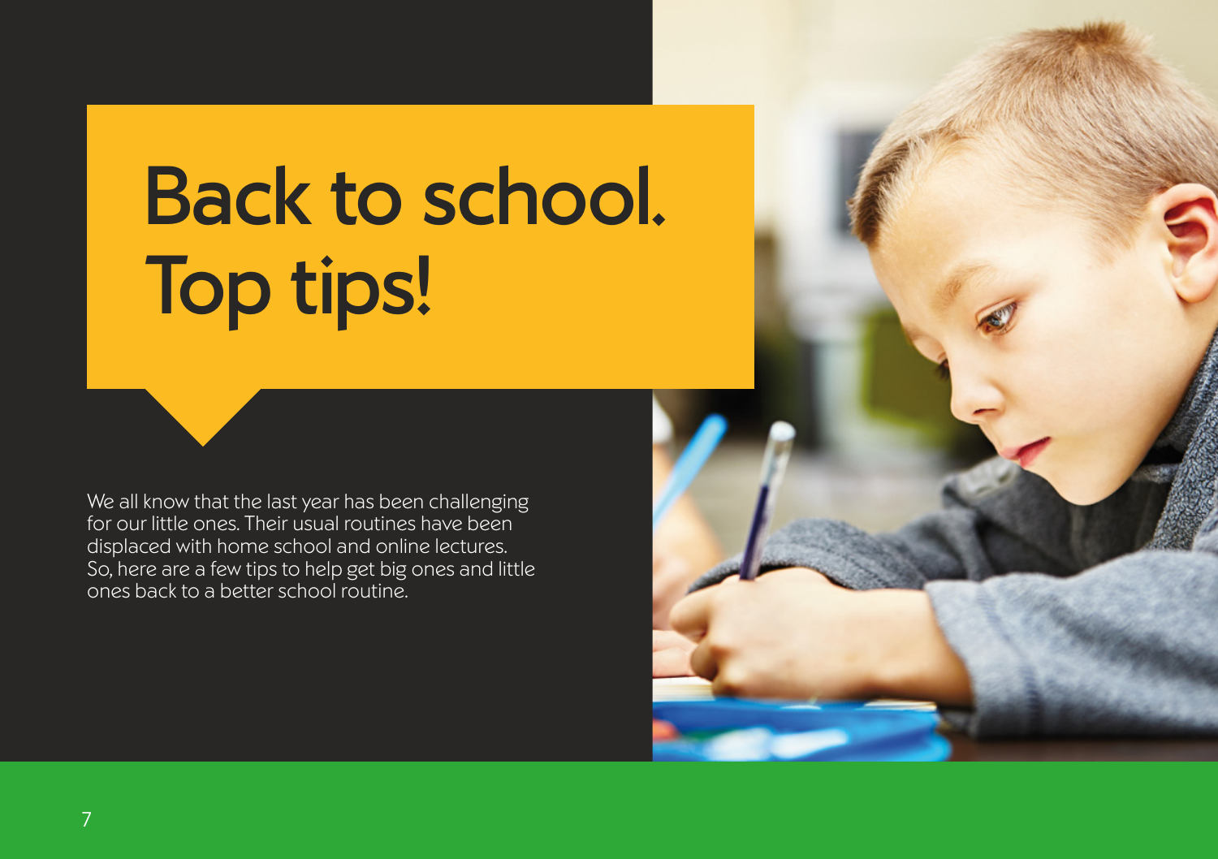# Back to school. Top tips!

We all know that the last year has been challenging for our little ones. Their usual routines have been displaced with home school and online lectures. So, here are a few tips to help get big ones and little ones back to a better school routine.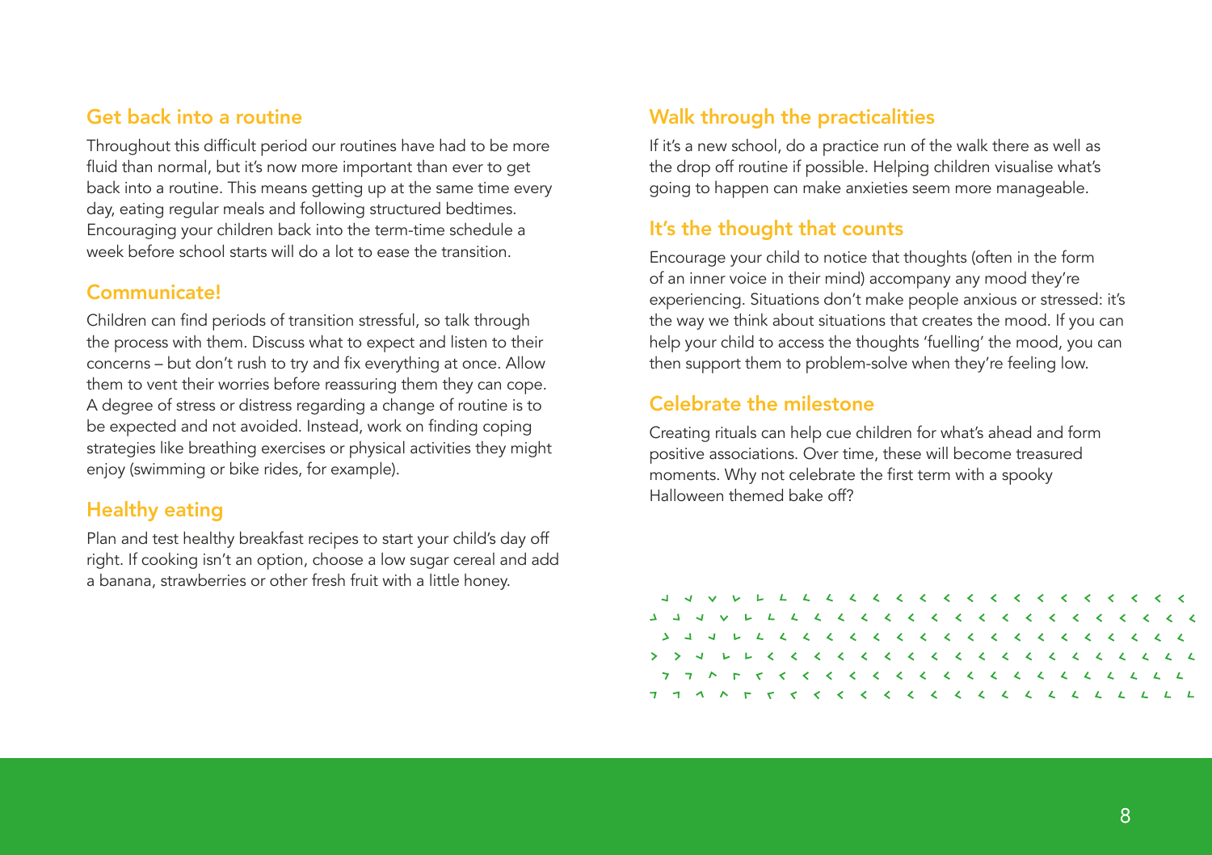## Get back into a routine

Throughout this difficult period our routines have had to be more fluid than normal, but it's now more important than ever to get back into a routine. This means getting up at the same time every day, eating regular meals and following structured bedtimes. Encouraging your children back into the term-time schedule a week before school starts will do a lot to ease the transition.

## Communicate!

Children can find periods of transition stressful, so talk through the process with them. Discuss what to expect and listen to their concerns – but don't rush to try and fix everything at once. Allow them to vent their worries before reassuring them they can cope. A degree of stress or distress regarding a change of routine is to be expected and not avoided. Instead, work on finding coping strategies like breathing exercises or physical activities they might enjoy (swimming or bike rides, for example).

## Healthy eating

Plan and test healthy breakfast recipes to start your child's day off right. If cooking isn't an option, choose a low sugar cereal and add a banana, strawberries or other fresh fruit with a little honey.

## Walk through the practicalities

If it's a new school, do a practice run of the walk there as well as the drop off routine if possible. Helping children visualise what's going to happen can make anxieties seem more manageable.

## It's the thought that counts

Encourage your child to notice that thoughts (often in the form of an inner voice in their mind) accompany any mood they're experiencing. Situations don't make people anxious or stressed: it's the way we think about situations that creates the mood. If you can help your child to access the thoughts 'fuelling' the mood, you can then support them to problem-solve when they're feeling low.

## Celebrate the milestone

Creating rituals can help cue children for what's ahead and form positive associations. Over time, these will become treasured moments. Why not celebrate the first term with a spooky Halloween themed bake off?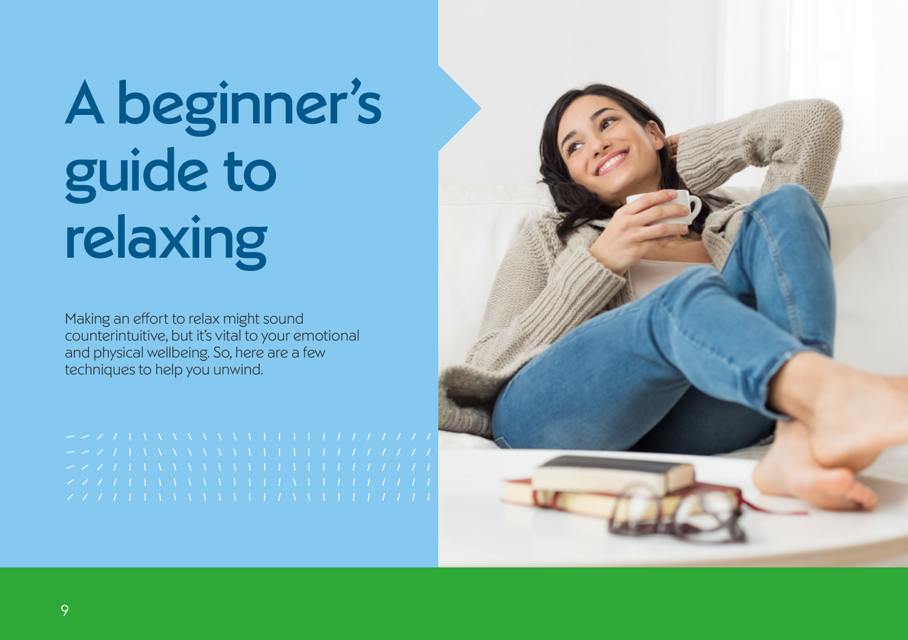# A beginner's guide to relaxing

Making an effort to relax might sound counterintuitive, but it's vital to your emotional and physical wellbeing. So, here are a few techniques to help you unwind.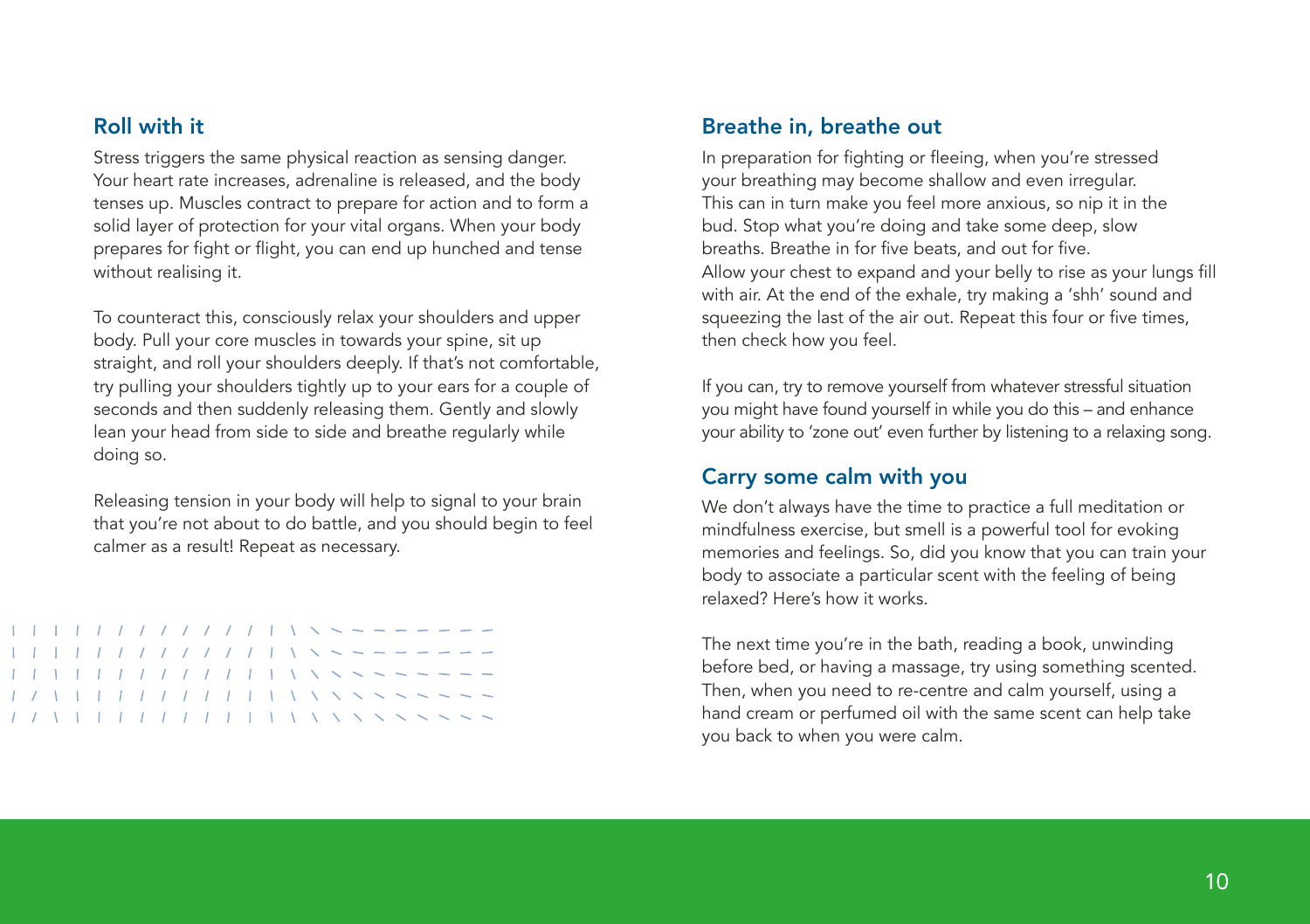## Roll with it

Stress triggers the same physical reaction as sensing danger. Your heart rate increases, adrenaline is released, and the body tenses up. Muscles contract to prepare for action and to form a solid layer of protection for your vital organs. When your body prepares for fight or flight, you can end up hunched and tense without realising it.

To counteract this, consciously relax your shoulders and upper body. Pull your core muscles in towards your spine, sit up straight, and roll your shoulders deeply. If that's not comfortable, try pulling your shoulders tightly up to your ears for a couple of seconds and then suddenly releasing them. Gently and slowly lean your head from side to side and breathe regularly while doing so.

Releasing tension in your body will help to signal to your brain that you're not about to do battle, and you should begin to feel calmer as a result! Repeat as necessary.

## Breathe in, breathe out

In preparation for fighting or fleeing, when you're stressed your breathing may become shallow and even irregular. This can in turn make you feel more anxious, so nip it in the bud. Stop what you're doing and take some deep, slow breaths. Breathe in for five beats, and out for five. Allow your chest to expand and your belly to rise as your lungs fill with air. At the end of the exhale, try making a 'shh' sound and squeezing the last of the air out. Repeat this four or five times, then check how you feel.

If you can, try to remove yourself from whatever stressful situation you might have found yourself in while you do this – and enhance your ability to 'zone out' even further by listening to a relaxing song.

## Carry some calm with you

We don't always have the time to practice a full meditation or mindfulness exercise, but smell is a powerful tool for evoking memories and feelings. So, did you know that you can train your body to associate a particular scent with the feeling of being relaxed? Here's how it works.

The next time you're in the bath, reading a book, unwinding before bed, or having a massage, try using something scented. Then, when you need to re-centre and calm yourself, using a hand cream or perfumed oil with the same scent can help take you back to when you were calm.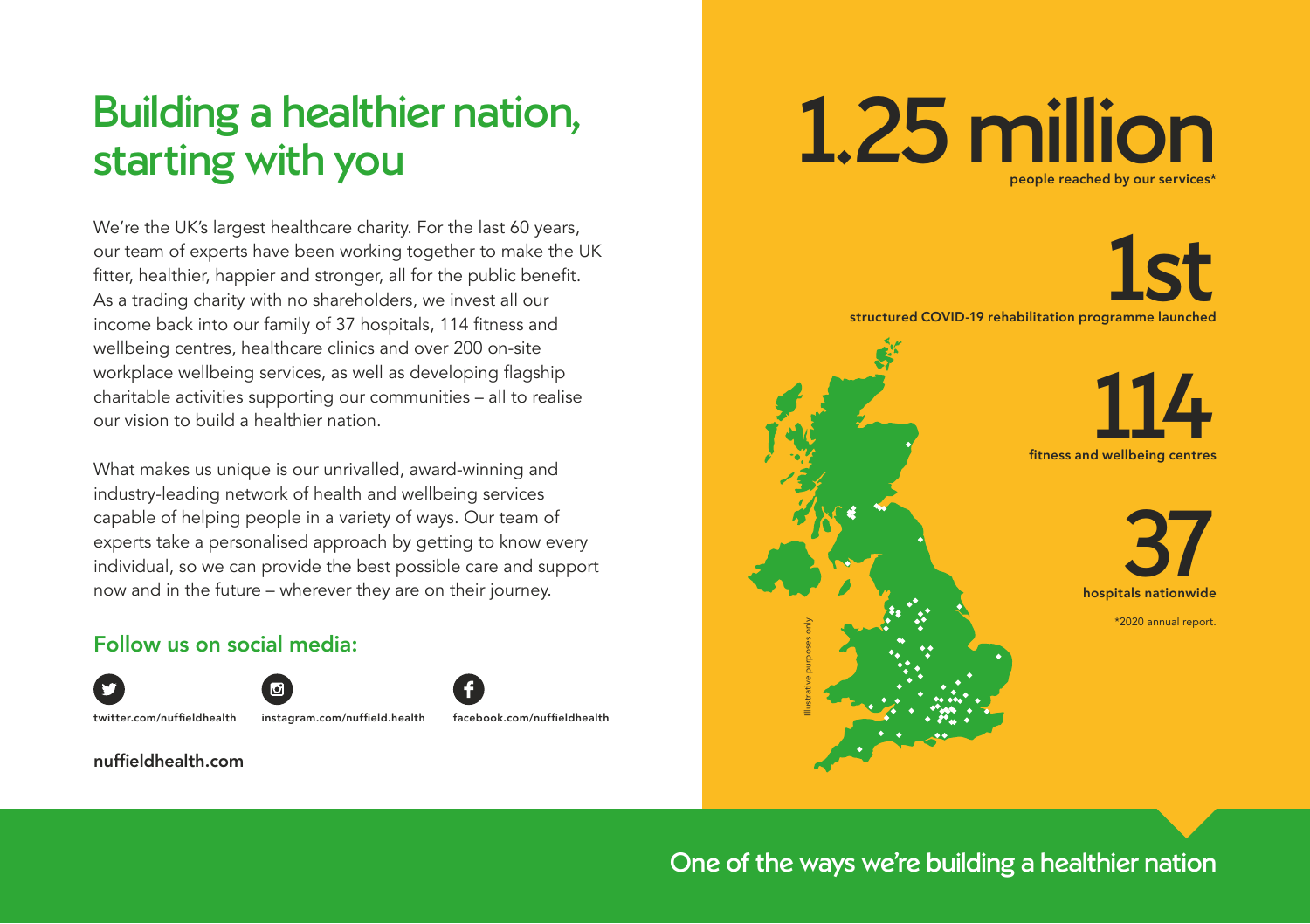# Building a healthier nation, starting with you

We're the UK's largest healthcare charity. For the last 60 years, our team of experts have been working together to make the UK fitter, healthier, happier and stronger, all for the public benefit. As a trading charity with no shareholders, we invest all our income back into our family of 37 hospitals, 114 fitness and wellbeing centres, healthcare clinics and over 200 on-site workplace wellbeing services, as well as developing flagship charitable activities supporting our communities – all to realise our vision to build a healthier nation.

What makes us unique is our unrivalled, award-winning and industry-leading network of health and wellbeing services capable of helping people in a variety of ways. Our team of experts take a personalised approach by getting to know every individual, so we can provide the best possible care and support now and in the future – wherever they are on their journey.

## Follow us on social media:

twitter.com/nuffieldhealth

instagram.com/nuffield.health

facebook.com/nuffieldhealth

**nuffieldhealth.com**

**1.25 million**
people reached by our services*

**1st**
structured COVID-19 rehabilitation programme launched

**114**
fitness and wellbeing centres

**37**
hospitals nationwide

*2020 annual report.

Illustrative purposes only.

One of the ways we're building a healthier nation